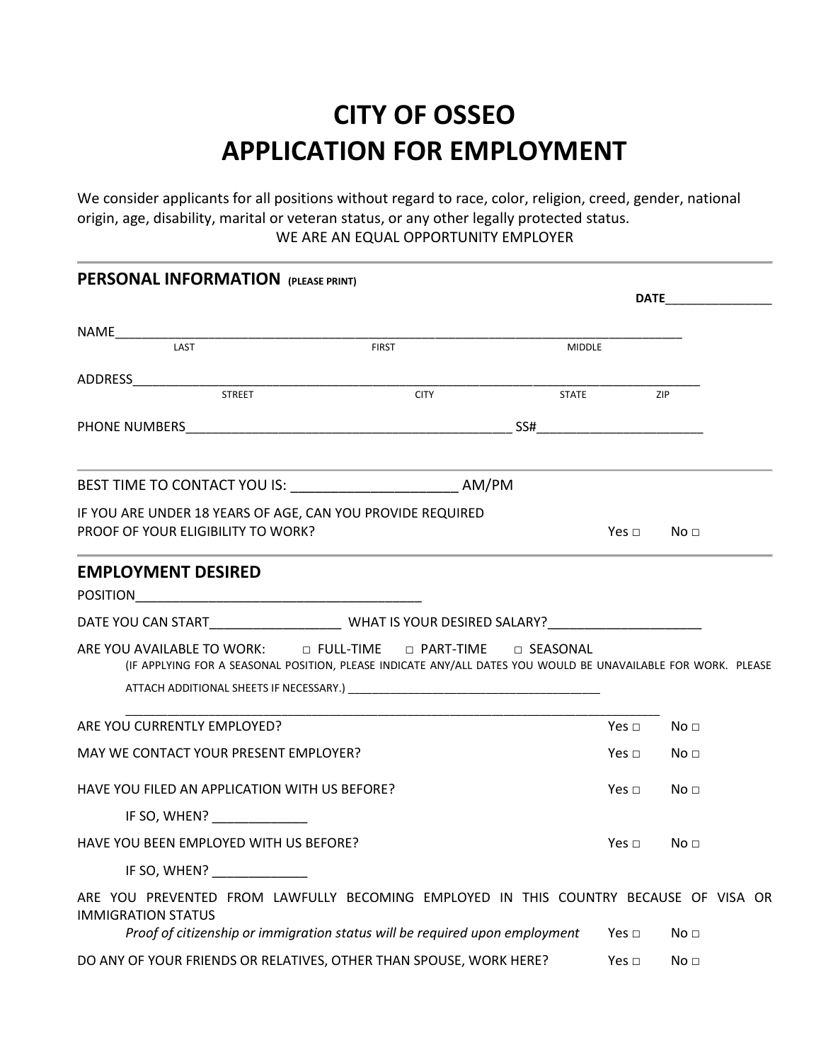# CITY OF OSSEO
# APPLICATION FOR EMPLOYMENT

We consider applicants for all positions without regard to race, color, religion, creed, gender, national origin, age, disability, marital or veteran status, or any other legally protected status.

WE ARE AN EQUAL OPPORTUNITY EMPLOYER

---

## PERSONAL INFORMATION (PLEASE PRINT)

DATE_______________

NAME___________________________________________________________________________
LAST FIRST MIDDLE

ADDRESS_________________________________________________________________________
STREET CITY STATE ZIP

PHONE NUMBERS____________________________________________ SS#______________________

---

BEST TIME TO CONTACT YOU IS: ____________________ AM/PM

IF YOU ARE UNDER 18 YEARS OF AGE, CAN YOU PROVIDE REQUIRED PROOF OF YOUR ELIGIBILITY TO WORK? Yes □ No □

---

## EMPLOYMENT DESIRED

POSITION_______________________________________

DATE YOU CAN START_________________ WHAT IS YOUR DESIRED SALARY?____________________

ARE YOU AVAILABLE TO WORK: □ FULL-TIME □ PART-TIME □ SEASONAL

(IF APPLYING FOR A SEASONAL POSITION, PLEASE INDICATE ANY/ALL DATES YOU WOULD BE UNAVAILABLE FOR WORK. PLEASE ATTACH ADDITIONAL SHEETS IF NECESSARY.) _______________________________________

__________________________________________________________________________

ARE YOU CURRENTLY EMPLOYED? Yes □ No □

MAY WE CONTACT YOUR PRESENT EMPLOYER? Yes □ No □

HAVE YOU FILED AN APPLICATION WITH US BEFORE? Yes □ No □

IF SO, WHEN? ____________

HAVE YOU BEEN EMPLOYED WITH US BEFORE? Yes □ No □

IF SO, WHEN? ____________

ARE YOU PREVENTED FROM LAWFULLY BECOMING EMPLOYED IN THIS COUNTRY BECAUSE OF VISA OR IMMIGRATION STATUS

*Proof of citizenship or immigration status will be required upon employment* Yes □ No □

DO ANY OF YOUR FRIENDS OR RELATIVES, OTHER THAN SPOUSE, WORK HERE? Yes □ No □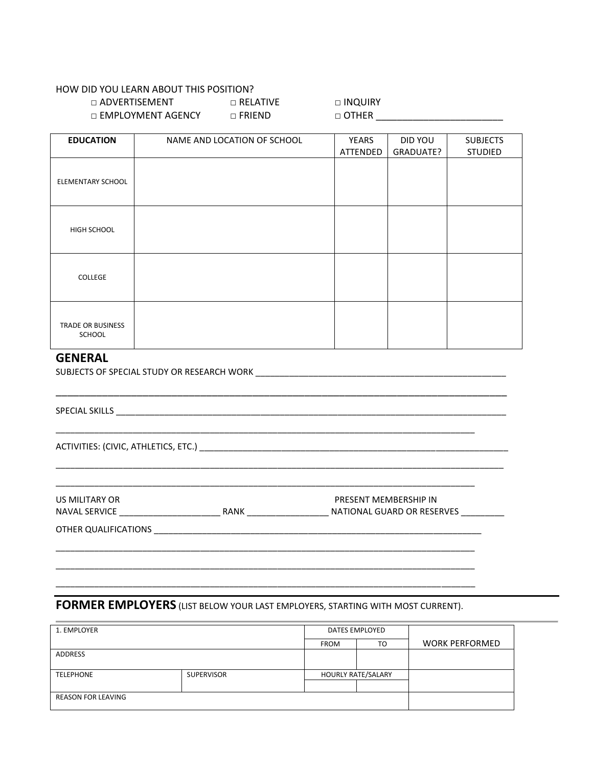HOW DID YOU LEARN ABOUT THIS POSITION?

□ ADVERTISEMENT □ RELATIVE □ INQUIRY

□ EMPLOYMENT AGENCY □ FRIEND □ OTHER ________________________

| EDUCATION | NAME AND LOCATION OF SCHOOL | YEARS ATTENDED | DID YOU GRADUATE? | SUBJECTS STUDIED |
|---|---|---|---|---|
| ELEMENTARY SCHOOL | | | | |
| HIGH SCHOOL | | | | |
| COLLEGE | | | | |
| TRADE OR BUSINESS SCHOOL | | | | |

## GENERAL

SUBJECTS OF SPECIAL STUDY OR RESEARCH WORK ____________________________________________________

______________________________________________________________________________________________

SPECIAL SKILLS ________________________________________________________________________________

______________________________________________________________________________________

ACTIVITIES: (CIVIC, ATHLETICS, ETC.) ___________________________________________________________

_____________________________________________________________________________________________

______________________________________________________________________________________

US MILITARY OR NAVAL SERVICE _____________________ RANK _________________ PRESENT MEMBERSHIP IN NATIONAL GUARD OR RESERVES _________

OTHER QUALIFICATIONS _____________________________________________________________________

______________________________________________________________________________________

______________________________________________________________________________________

______________________________________________________________________________________

## FORMER EMPLOYERS (LIST BELOW YOUR LAST EMPLOYERS, STARTING WITH MOST CURRENT).

| 1. EMPLOYER | | DATES EMPLOYED | | WORK PERFORMED |
|---|---|---|---|---|
| | | FROM | TO | |
| ADDRESS | | | | |
| TELEPHONE | SUPERVISOR | HOURLY RATE/SALARY | | |
| | | | | |
| REASON FOR LEAVING | | | | |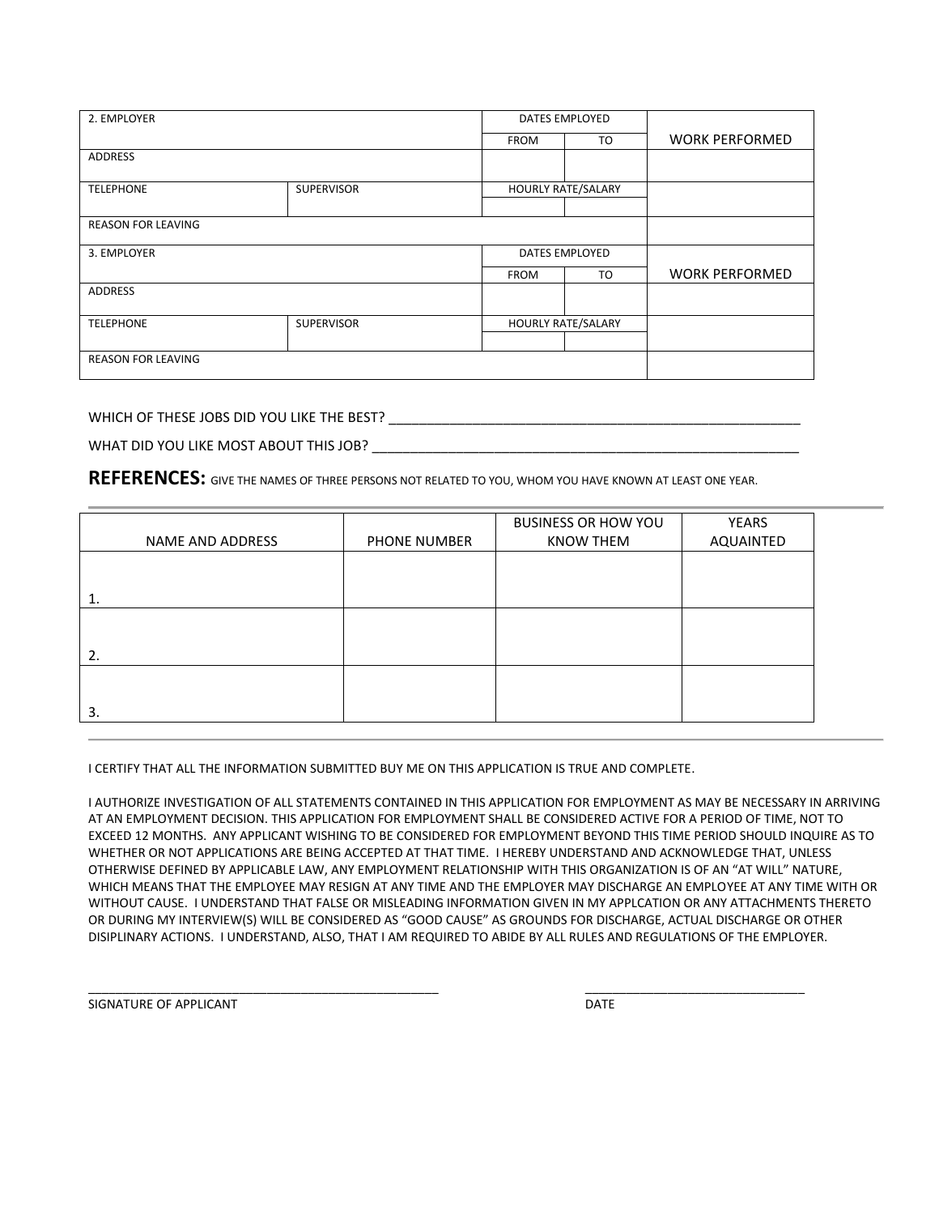| 2. EMPLOYER | | DATES EMPLOYED | | WORK PERFORMED |
|---|---|---|---|---|
| | | FROM | TO | |
| ADDRESS | | | | |
| TELEPHONE | SUPERVISOR | HOURLY RATE/SALARY | | |
| | | | | |
| REASON FOR LEAVING | | | | |

| 3. EMPLOYER | | DATES EMPLOYED | | WORK PERFORMED |
|---|---|---|---|---|
| | | FROM | TO | |
| ADDRESS | | | | |
| TELEPHONE | SUPERVISOR | HOURLY RATE/SALARY | | |
| | | | | |
| REASON FOR LEAVING | | | | |

WHICH OF THESE JOBS DID YOU LIKE THE BEST? _______________________________________________________

WHAT DID YOU LIKE MOST ABOUT THIS JOB? _________________________________________________________

**REFERENCES:** GIVE THE NAMES OF THREE PERSONS NOT RELATED TO YOU, WHOM YOU HAVE KNOWN AT LEAST ONE YEAR.

| NAME AND ADDRESS | PHONE NUMBER | BUSINESS OR HOW YOU KNOW THEM | YEARS AQUAINTED |
|---|---|---|---|
| 1. | | | |
| 2. | | | |
| 3. | | | |

I CERTIFY THAT ALL THE INFORMATION SUBMITTED BUY ME ON THIS APPLICATION IS TRUE AND COMPLETE.

I AUTHORIZE INVESTIGATION OF ALL STATEMENTS CONTAINED IN THIS APPLICATION FOR EMPLOYMENT AS MAY BE NECESSARY IN ARRIVING AT AN EMPLOYMENT DECISION. THIS APPLICATION FOR EMPLOYMENT SHALL BE CONSIDERED ACTIVE FOR A PERIOD OF TIME, NOT TO EXCEED 12 MONTHS. ANY APPLICANT WISHING TO BE CONSIDERED FOR EMPLOYMENT BEYOND THIS TIME PERIOD SHOULD INQUIRE AS TO WHETHER OR NOT APPLICATIONS ARE BEING ACCEPTED AT THAT TIME. I HEREBY UNDERSTAND AND ACKNOWLEDGE THAT, UNLESS OTHERWISE DEFINED BY APPLICABLE LAW, ANY EMPLOYMENT RELATIONSHIP WITH THIS ORGANIZATION IS OF AN "AT WILL" NATURE, WHICH MEANS THAT THE EMPLOYEE MAY RESIGN AT ANY TIME AND THE EMPLOYER MAY DISCHARGE AN EMPLOYEE AT ANY TIME WITH OR WITHOUT CAUSE. I UNDERSTAND THAT FALSE OR MISLEADING INFORMATION GIVEN IN MY APPLCATION OR ANY ATTACHMENTS THERETO OR DURING MY INTERVIEW(S) WILL BE CONSIDERED AS "GOOD CAUSE" AS GROUNDS FOR DISCHARGE, ACTUAL DISCHARGE OR OTHER DISIPLINARY ACTIONS. I UNDERSTAND, ALSO, THAT I AM REQUIRED TO ABIDE BY ALL RULES AND REGULATIONS OF THE EMPLOYER.

_______________________________________________ SIGNATURE OF APPLICANT

______________________________ DATE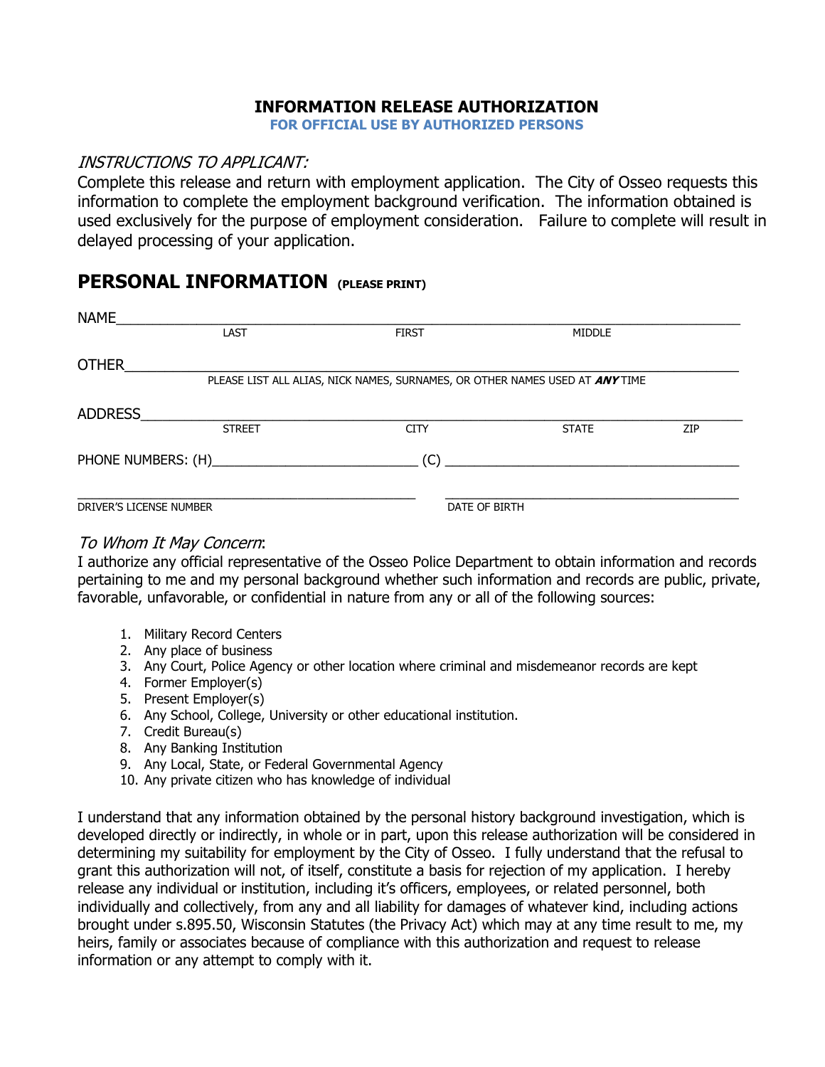# INFORMATION RELEASE AUTHORIZATION

**FOR OFFICIAL USE BY AUTHORIZED PERSONS**

*INSTRUCTIONS TO APPLICANT:*

Complete this release and return with employment application. The City of Osseo requests this information to complete the employment background verification. The information obtained is used exclusively for the purpose of employment consideration. Failure to complete will result in delayed processing of your application.

## PERSONAL INFORMATION (PLEASE PRINT)

NAME________________________________________________________________________________

LAST FIRST MIDDLE

OTHER_______________________________________________________________________________

PLEASE LIST ALL ALIAS, NICK NAMES, SURNAMES, OR OTHER NAMES USED AT ***ANY*** TIME

ADDRESS_____________________________________________________________________________

STREET CITY STATE ZIP

PHONE NUMBERS: (H)___________________________ (C) _______________________________________

_______________________________________________ _______________________________________

DRIVER'S LICENSE NUMBER DATE OF BIRTH

*To Whom It May Concern*:

I authorize any official representative of the Osseo Police Department to obtain information and records pertaining to me and my personal background whether such information and records are public, private, favorable, unfavorable, or confidential in nature from any or all of the following sources:

1. Military Record Centers
2. Any place of business
3. Any Court, Police Agency or other location where criminal and misdemeanor records are kept
4. Former Employer(s)
5. Present Employer(s)
6. Any School, College, University or other educational institution.
7. Credit Bureau(s)
8. Any Banking Institution
9. Any Local, State, or Federal Governmental Agency
10. Any private citizen who has knowledge of individual

I understand that any information obtained by the personal history background investigation, which is developed directly or indirectly, in whole or in part, upon this release authorization will be considered in determining my suitability for employment by the City of Osseo. I fully understand that the refusal to grant this authorization will not, of itself, constitute a basis for rejection of my application. I hereby release any individual or institution, including it's officers, employees, or related personnel, both individually and collectively, from any and all liability for damages of whatever kind, including actions brought under s.895.50, Wisconsin Statutes (the Privacy Act) which may at any time result to me, my heirs, family or associates because of compliance with this authorization and request to release information or any attempt to comply with it.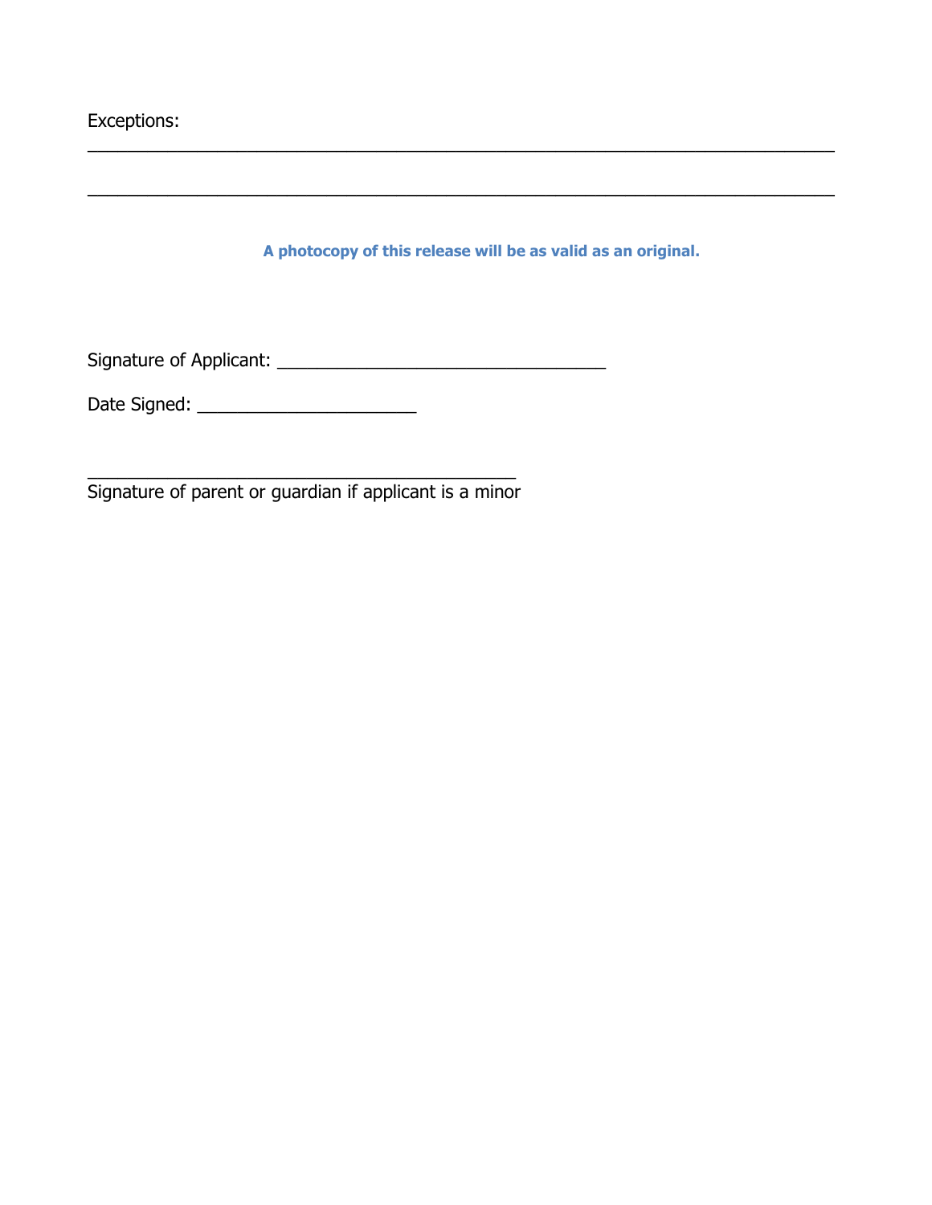Exceptions:

_____________________________________________________________________________

_____________________________________________________________________________

**A photocopy of this release will be as valid as an original.**

Signature of Applicant: _________________________________

Date Signed: ______________________

____________________________________________
Signature of parent or guardian if applicant is a minor